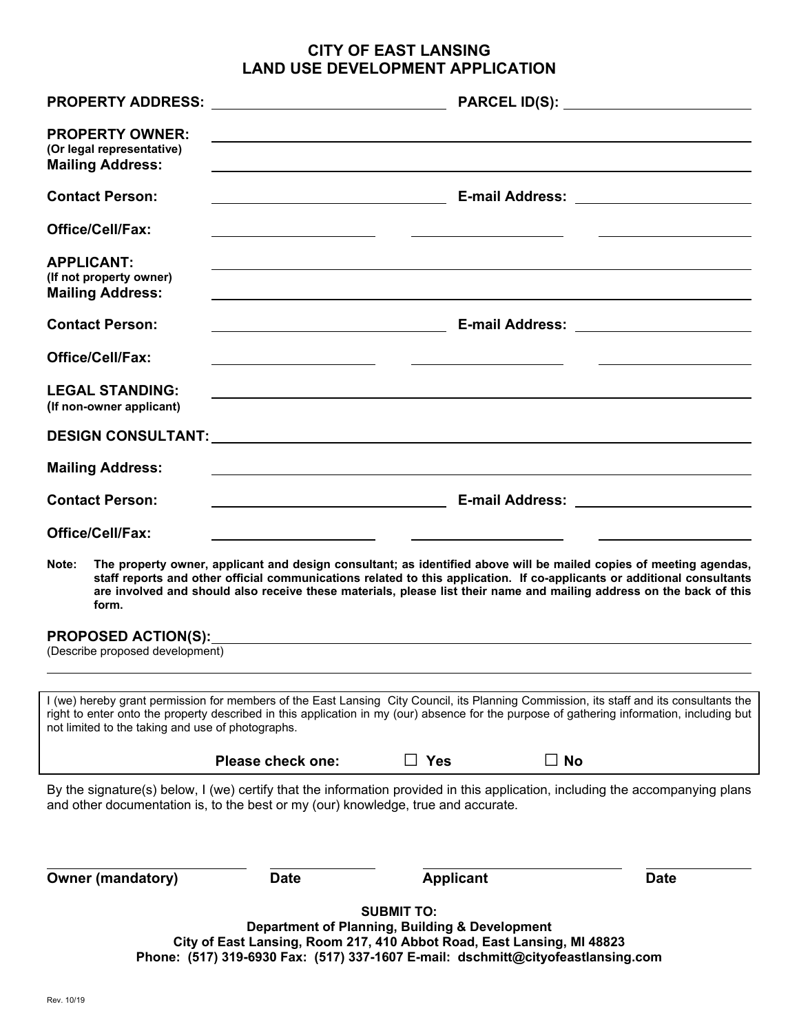# CITY OF EAST LANSING
# LAND USE DEVELOPMENT APPLICATION

**PROPERTY ADDRESS:** ______________________ **PARCEL ID(S):** ______________________

**PROPERTY OWNER:**
**(Or legal representative)**
**Mailing Address:**

**Contact Person:** ______________________ **E-mail Address:** ______________________

**Office/Cell/Fax:** ______________ ______________ ______________

**APPLICANT:**
**(If not property owner)**
**Mailing Address:**

**Contact Person:** ______________________ **E-mail Address:** ______________________

**Office/Cell/Fax:** ______________ ______________ ______________

**LEGAL STANDING:**
**(If non-owner applicant)**

**DESIGN CONSULTANT:** ______________________

**Mailing Address:**

**Contact Person:** ______________________ **E-mail Address:** ______________________

**Office/Cell/Fax:** ______________ ______________ ______________

**Note: The property owner, applicant and design consultant; as identified above will be mailed copies of meeting agendas, staff reports and other official communications related to this application. If co-applicants or additional consultants are involved and should also receive these materials, please list their name and mailing address on the back of this form.**

**PROPOSED ACTION(S):** ______________________
(Describe proposed development)

I (we) hereby grant permission for members of the East Lansing City Council, its Planning Commission, its staff and its consultants the right to enter onto the property described in this application in my (our) absence for the purpose of gathering information, including but not limited to the taking and use of photographs.

**Please check one:** ☐ **Yes** ☐ **No**

By the signature(s) below, I (we) certify that the information provided in this application, including the accompanying plans and other documentation is, to the best or my (our) knowledge, true and accurate.

______________________ ______________ ______________________ ______________
**Owner (mandatory)** **Date** **Applicant** **Date**

**SUBMIT TO:**
**Department of Planning, Building & Development**
**City of East Lansing, Room 217, 410 Abbot Road, East Lansing, MI 48823**
**Phone: (517) 319-6930 Fax: (517) 337-1607 E-mail: dschmitt@cityofeastlansing.com**

Rev. 10/19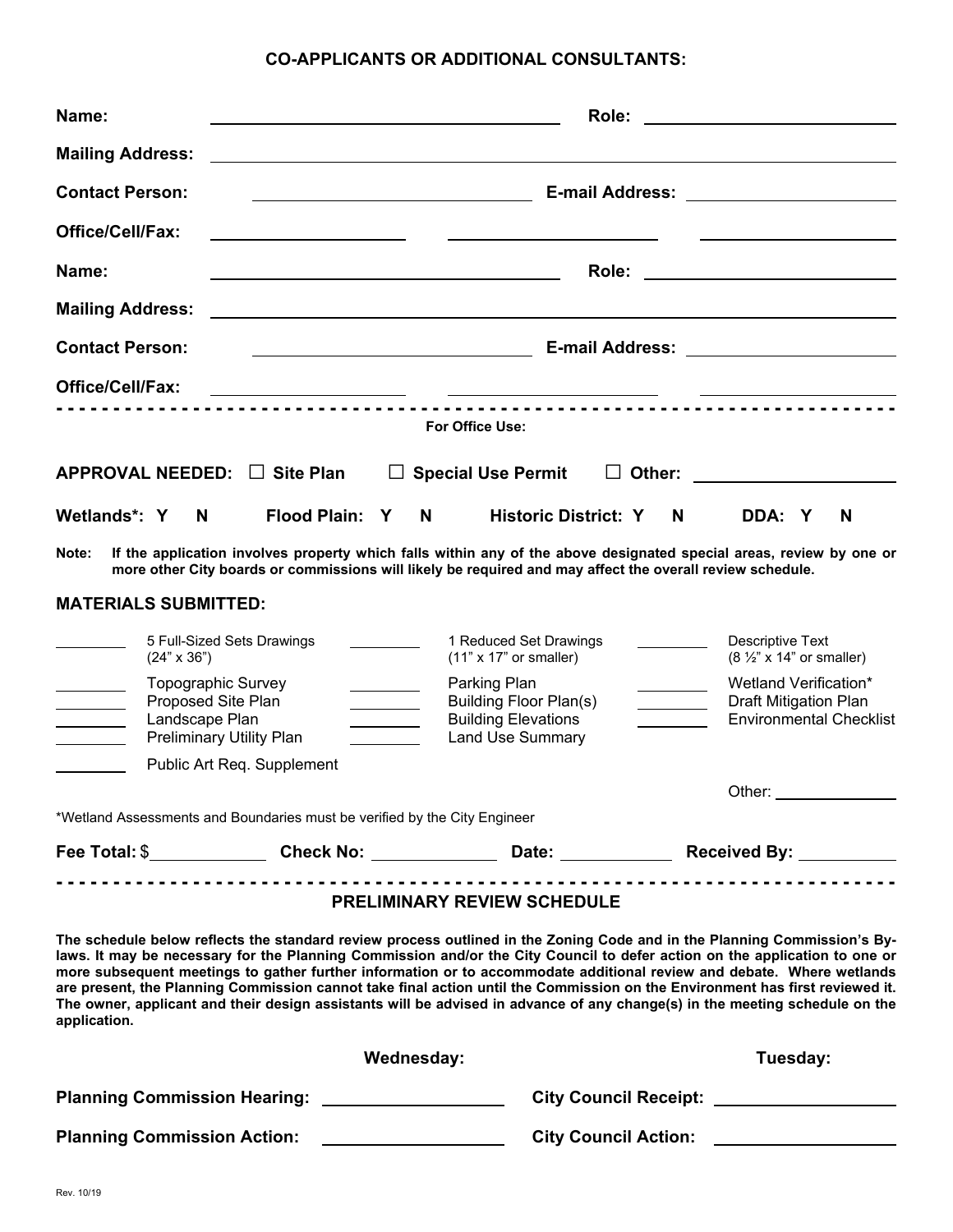## CO-APPLICANTS OR ADDITIONAL CONSULTANTS:

**Name:** ______________________________ **Role:** ____________________

**Mailing Address:** ______________________________________________

**Contact Person:** ______________________ **E-mail Address:** ____________________

**Office/Cell/Fax:** ______________ ______________ ______________

**Name:** ______________________________ **Role:** ____________________

**Mailing Address:** ______________________________________________

**Contact Person:** ______________________ **E-mail Address:** ____________________

**Office/Cell/Fax:** ______________ ______________ ______________

---

**For Office Use:**

**APPROVAL NEEDED:** ☐ **Site Plan** ☐ **Special Use Permit** ☐ **Other:** ____________________

**Wetlands*: Y N** **Flood Plain: Y N** **Historic District: Y N** **DDA: Y N**

**Note: If the application involves property which falls within any of the above designated special areas, review by one or more other City boards or commissions will likely be required and may affect the overall review schedule.**

### MATERIALS SUBMITTED:

| | | | | | |
|---|---|---|---|---|---|
| ______ | 5 Full-Sized Sets Drawings (24" x 36") | ______ | 1 Reduced Set Drawings (11" x 17" or smaller) | ______ | Descriptive Text (8 ½" x 14" or smaller) |
| ______ | Topographic Survey | ______ | Parking Plan | ______ | Wetland Verification* |
| ______ | Proposed Site Plan | ______ | Building Floor Plan(s) | ______ | Draft Mitigation Plan |
| ______ | Landscape Plan | ______ | Building Elevations | ______ | Environmental Checklist |
| ______ | Preliminary Utility Plan | ______ | Land Use Summary | | |
| ______ | Public Art Req. Supplement | | | | |
| | | | | | Other: ______________ |

*Wetland Assessments and Boundaries must be verified by the City Engineer

**Fee Total:** $____________ **Check No:** ____________ **Date:** ____________ **Received By:** ____________

---

### PRELIMINARY REVIEW SCHEDULE

**The schedule below reflects the standard review process outlined in the Zoning Code and in the Planning Commission's By-laws. It may be necessary for the Planning Commission and/or the City Council to defer action on the application to one or more subsequent meetings to gather further information or to accommodate additional review and debate. Where wetlands are present, the Planning Commission cannot take final action until the Commission on the Environment has first reviewed it. The owner, applicant and their design assistants will be advised in advance of any change(s) in the meeting schedule on the application.**

| | Wednesday: | | Tuesday: |
|---|---|---|---|
| **Planning Commission Hearing:** | ____________ | **City Council Receipt:** | ____________ |
| **Planning Commission Action:** | ____________ | **City Council Action:** | ____________ |

Rev. 10/19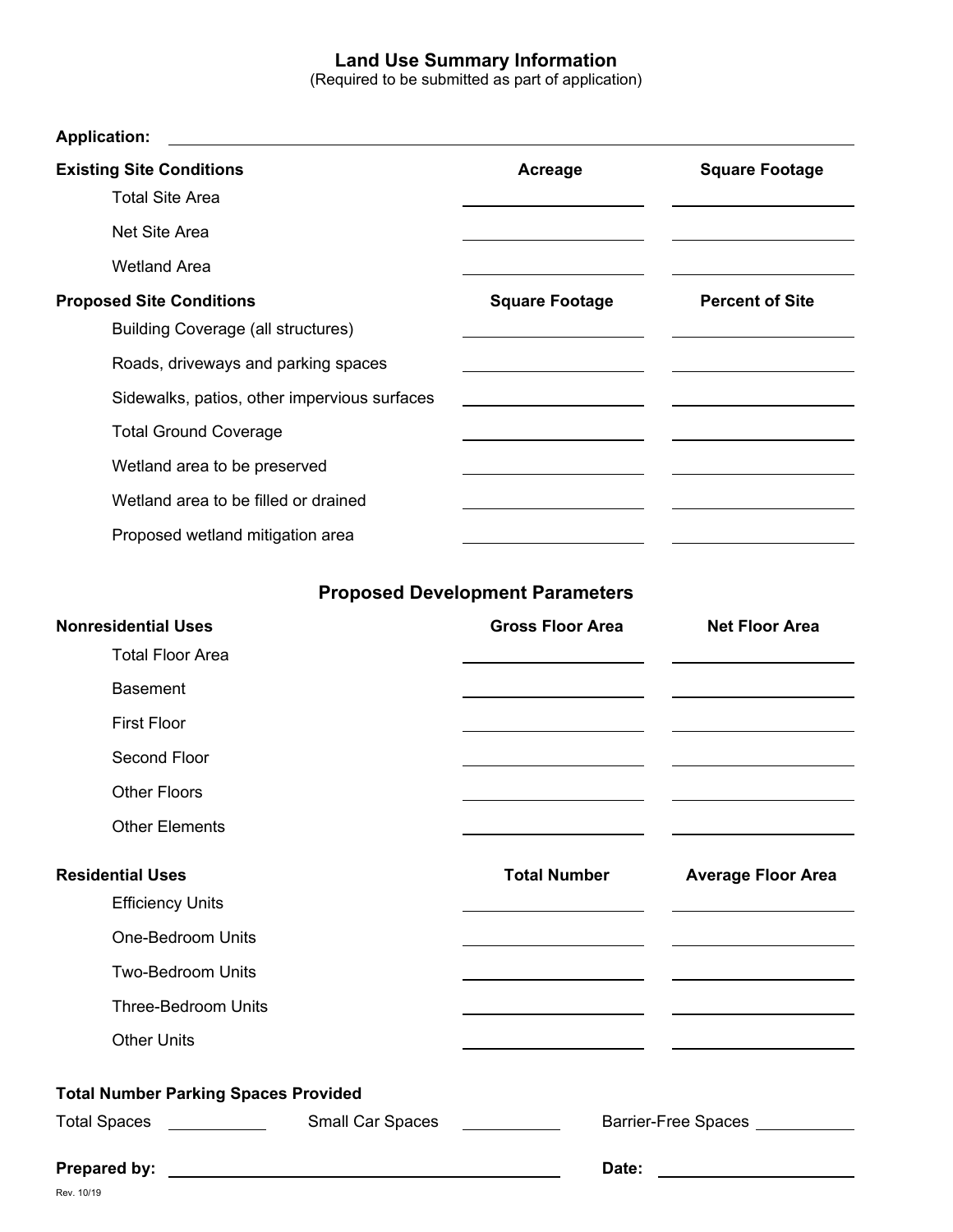# Land Use Summary Information

(Required to be submitted as part of application)

**Application:** ______________________________

| **Existing Site Conditions** | **Acreage** | **Square Footage** |
| --- | --- | --- |
| Total Site Area | | |
| Net Site Area | | |
| Wetland Area | | |

| **Proposed Site Conditions** | **Square Footage** | **Percent of Site** |
| --- | --- | --- |
| Building Coverage (all structures) | | |
| Roads, driveways and parking spaces | | |
| Sidewalks, patios, other impervious surfaces | | |
| Total Ground Coverage | | |
| Wetland area to be preserved | | |
| Wetland area to be filled or drained | | |
| Proposed wetland mitigation area | | |

## Proposed Development Parameters

| **Nonresidential Uses** | **Gross Floor Area** | **Net Floor Area** |
| --- | --- | --- |
| Total Floor Area | | |
| Basement | | |
| First Floor | | |
| Second Floor | | |
| Other Floors | | |
| Other Elements | | |

| **Residential Uses** | **Total Number** | **Average Floor Area** |
| --- | --- | --- |
| Efficiency Units | | |
| One-Bedroom Units | | |
| Two-Bedroom Units | | |
| Three-Bedroom Units | | |
| Other Units | | |

**Total Number Parking Spaces Provided**

Total Spaces __________ Small Car Spaces __________ Barrier-Free Spaces __________

**Prepared by:** ______________________________ **Date:** ______________

Rev. 10/19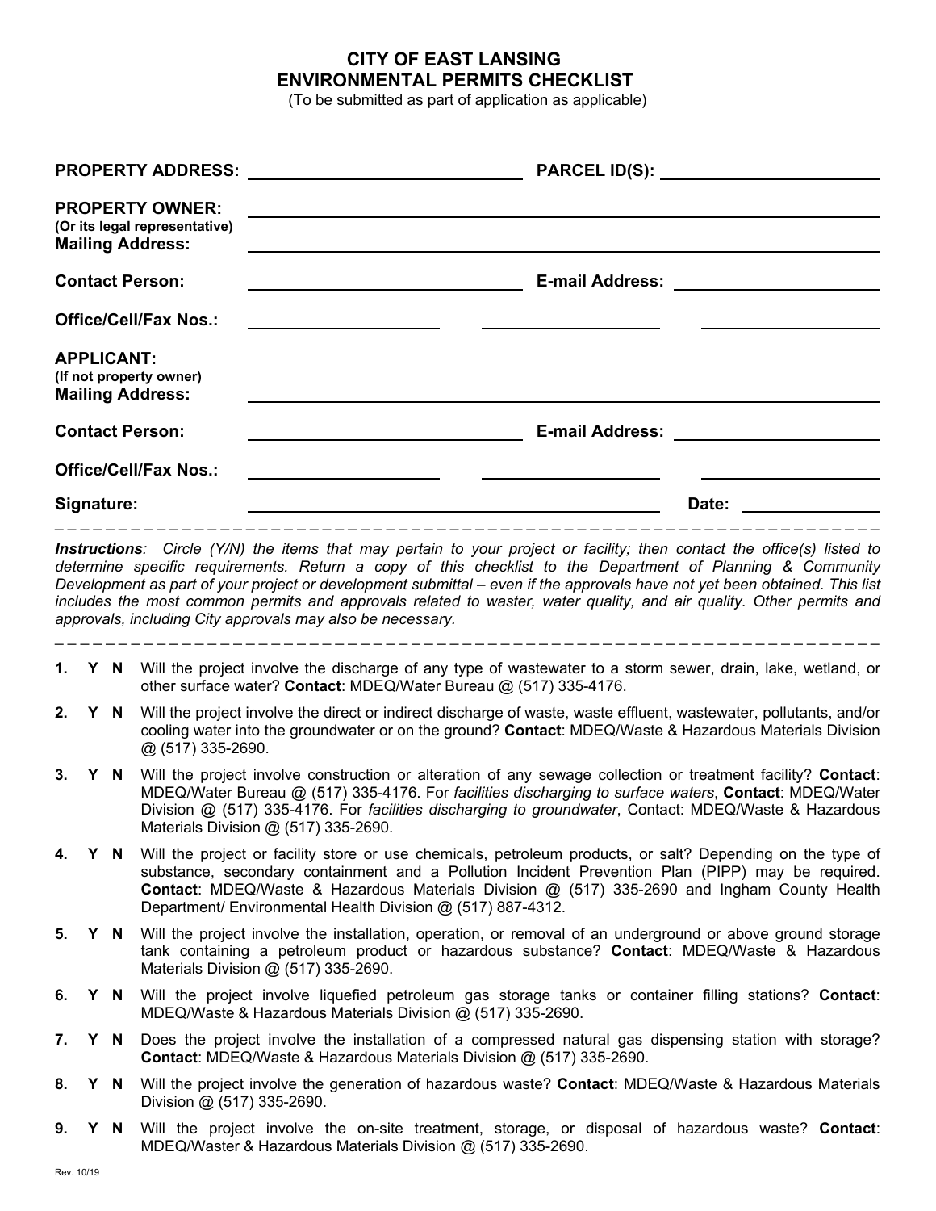# CITY OF EAST LANSING
## ENVIRONMENTAL PERMITS CHECKLIST

(To be submitted as part of application as applicable)

**PROPERTY ADDRESS:** ______________________ **PARCEL ID(S):** ______________________

**PROPERTY OWNER:** ______________________
**(Or its legal representative)**
**Mailing Address:** ______________________

**Contact Person:** ______________________ **E-mail Address:** ______________________

**Office/Cell/Fax Nos.:** ____________ ____________ ____________

**APPLICANT:** ______________________
**(If not property owner)**
**Mailing Address:** ______________________

**Contact Person:** ______________________ **E-mail Address:** ______________________

**Office/Cell/Fax Nos.:** ____________ ____________ ____________

**Signature:** ______________________ **Date:** ____________

---

***Instructions***: *Circle (Y/N) the items that may pertain to your project or facility; then contact the office(s) listed to determine specific requirements. Return a copy of this checklist to the Department of Planning & Community Development as part of your project or development submittal – even if the approvals have not yet been obtained. This list includes the most common permits and approvals related to waster, water quality, and air quality. Other permits and approvals, including City approvals may also be necessary.*

---

**1. Y N** Will the project involve the discharge of any type of wastewater to a storm sewer, drain, lake, wetland, or other surface water? **Contact**: MDEQ/Water Bureau @ (517) 335-4176.

**2. Y N** Will the project involve the direct or indirect discharge of waste, waste effluent, wastewater, pollutants, and/or cooling water into the groundwater or on the ground? **Contact**: MDEQ/Waste & Hazardous Materials Division @ (517) 335-2690.

**3. Y N** Will the project involve construction or alteration of any sewage collection or treatment facility? **Contact**: MDEQ/Water Bureau @ (517) 335-4176. For *facilities discharging to surface waters*, **Contact**: MDEQ/Water Division @ (517) 335-4176. For *facilities discharging to groundwater*, Contact: MDEQ/Waste & Hazardous Materials Division @ (517) 335-2690.

**4. Y N** Will the project or facility store or use chemicals, petroleum products, or salt? Depending on the type of substance, secondary containment and a Pollution Incident Prevention Plan (PIPP) may be required. **Contact**: MDEQ/Waste & Hazardous Materials Division @ (517) 335-2690 and Ingham County Health Department/ Environmental Health Division @ (517) 887-4312.

**5. Y N** Will the project involve the installation, operation, or removal of an underground or above ground storage tank containing a petroleum product or hazardous substance? **Contact**: MDEQ/Waste & Hazardous Materials Division @ (517) 335-2690.

**6. Y N** Will the project involve liquefied petroleum gas storage tanks or container filling stations? **Contact**: MDEQ/Waste & Hazardous Materials Division @ (517) 335-2690.

**7. Y N** Does the project involve the installation of a compressed natural gas dispensing station with storage? **Contact**: MDEQ/Waste & Hazardous Materials Division @ (517) 335-2690.

**8. Y N** Will the project involve the generation of hazardous waste? **Contact**: MDEQ/Waste & Hazardous Materials Division @ (517) 335-2690.

**9. Y N** Will the project involve the on-site treatment, storage, or disposal of hazardous waste? **Contact**: MDEQ/Waster & Hazardous Materials Division @ (517) 335-2690.

Rev. 10/19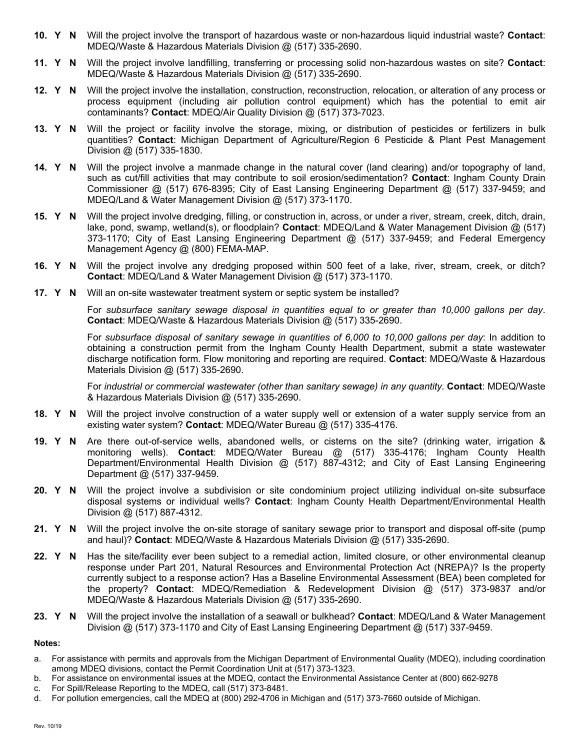**10. Y N** Will the project involve the transport of hazardous waste or non-hazardous liquid industrial waste? **Contact**: MDEQ/Waste & Hazardous Materials Division @ (517) 335-2690.

**11. Y N** Will the project involve landfilling, transferring or processing solid non-hazardous wastes on site? **Contact**: MDEQ/Waste & Hazardous Materials Division @ (517) 335-2690.

**12. Y N** Will the project involve the installation, construction, reconstruction, relocation, or alteration of any process or process equipment (including air pollution control equipment) which has the potential to emit air contaminants? **Contact**: MDEQ/Air Quality Division @ (517) 373-7023.

**13. Y N** Will the project or facility involve the storage, mixing, or distribution of pesticides or fertilizers in bulk quantities? **Contact**: Michigan Department of Agriculture/Region 6 Pesticide & Plant Pest Management Division @ (517) 335-1830.

**14. Y N** Will the project involve a manmade change in the natural cover (land clearing) and/or topography of land, such as cut/fill activities that may contribute to soil erosion/sedimentation? **Contact**: Ingham County Drain Commissioner @ (517) 676-8395; City of East Lansing Engineering Department @ (517) 337-9459; and MDEQ/Land & Water Management Division @ (517) 373-1170.

**15. Y N** Will the project involve dredging, filling, or construction in, across, or under a river, stream, creek, ditch, drain, lake, pond, swamp, wetland(s), or floodplain? **Contact**: MDEQ/Land & Water Management Division @ (517) 373-1170; City of East Lansing Engineering Department @ (517) 337-9459; and Federal Emergency Management Agency @ (800) FEMA-MAP.

**16. Y N** Will the project involve any dredging proposed within 500 feet of a lake, river, stream, creek, or ditch? **Contact**: MDEQ/Land & Water Management Division @ (517) 373-1170.

**17. Y N** Will an on-site wastewater treatment system or septic system be installed?

For *subsurface sanitary sewage disposal in quantities equal to or greater than 10,000 gallons per day*. **Contact**: MDEQ/Waste & Hazardous Materials Division @ (517) 335-2690.

For *subsurface disposal of sanitary sewage in quantities of 6,000 to 10,000 gallons per day*: In addition to obtaining a construction permit from the Ingham County Health Department, submit a state wastewater discharge notification form. Flow monitoring and reporting are required. **Contact**: MDEQ/Waste & Hazardous Materials Division @ (517) 335-2690.

For *industrial or commercial wastewater (other than sanitary sewage) in any quantity*. **Contact**: MDEQ/Waste & Hazardous Materials Division @ (517) 335-2690.

**18. Y N** Will the project involve construction of a water supply well or extension of a water supply service from an existing water system? **Contact**: MDEQ/Water Bureau @ (517) 335-4176.

**19. Y N** Are there out-of-service wells, abandoned wells, or cisterns on the site? (drinking water, irrigation & monitoring wells). **Contact**: MDEQ/Water Bureau @ (517) 335-4176; Ingham County Health Department/Environmental Health Division @ (517) 887-4312; and City of East Lansing Engineering Department @ (517) 337-9459.

**20. Y N** Will the project involve a subdivision or site condominium project utilizing individual on-site subsurface disposal systems or individual wells? **Contact**: Ingham County Health Department/Environmental Health Division @ (517) 887-4312.

**21. Y N** Will the project involve the on-site storage of sanitary sewage prior to transport and disposal off-site (pump and haul)? **Contact**: MDEQ/Waste & Hazardous Materials Division @ (517) 335-2690.

**22. Y N** Has the site/facility ever been subject to a remedial action, limited closure, or other environmental cleanup response under Part 201, Natural Resources and Environmental Protection Act (NREPA)? Is the property currently subject to a response action? Has a Baseline Environmental Assessment (BEA) been completed for the property? **Contact**: MDEQ/Remediation & Redevelopment Division @ (517) 373-9837 and/or MDEQ/Waste & Hazardous Materials Division @ (517) 335-2690.

**23. Y N** Will the project involve the installation of a seawall or bulkhead? **Contact**: MDEQ/Land & Water Management Division @ (517) 373-1170 and City of East Lansing Engineering Department @ (517) 337-9459.

**Notes:**

a. For assistance with permits and approvals from the Michigan Department of Environmental Quality (MDEQ), including coordination among MDEQ divisions, contact the Permit Coordination Unit at (517) 373-1323.

b. For assistance on environmental issues at the MDEQ, contact the Environmental Assistance Center at (800) 662-9278

c. For Spill/Release Reporting to the MDEQ, call (517) 373-8481.

d. For pollution emergencies, call the MDEQ at (800) 292-4706 in Michigan and (517) 373-7660 outside of Michigan.

Rev. 10/19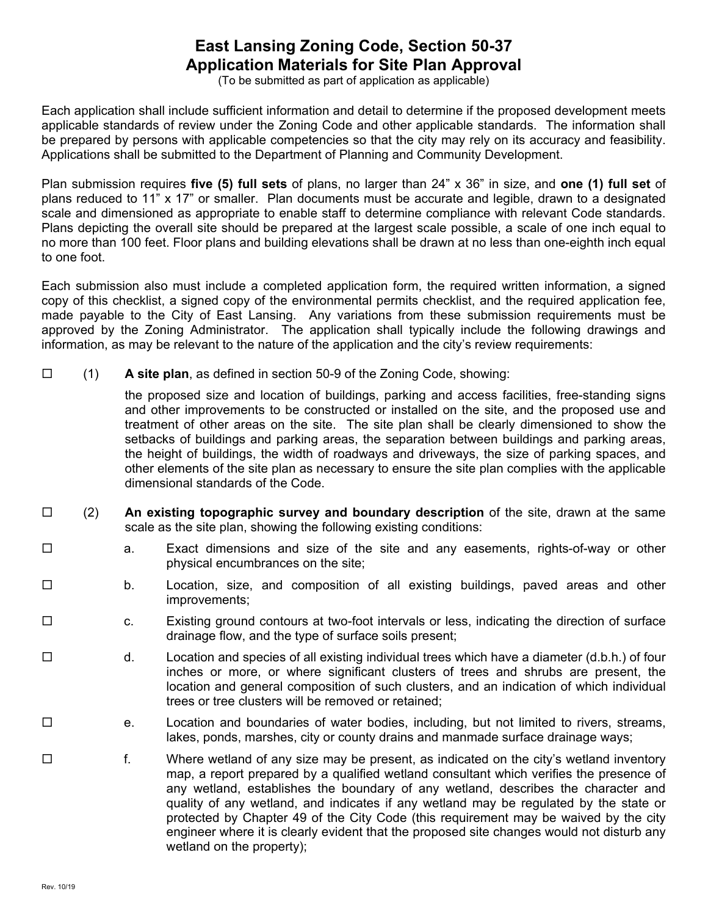# East Lansing Zoning Code, Section 50-37
# Application Materials for Site Plan Approval

(To be submitted as part of application as applicable)

Each application shall include sufficient information and detail to determine if the proposed development meets applicable standards of review under the Zoning Code and other applicable standards. The information shall be prepared by persons with applicable competencies so that the city may rely on its accuracy and feasibility. Applications shall be submitted to the Department of Planning and Community Development.

Plan submission requires **five (5) full sets** of plans, no larger than 24" x 36" in size, and **one (1) full set** of plans reduced to 11" x 17" or smaller. Plan documents must be accurate and legible, drawn to a designated scale and dimensioned as appropriate to enable staff to determine compliance with relevant Code standards. Plans depicting the overall site should be prepared at the largest scale possible, a scale of one inch equal to no more than 100 feet. Floor plans and building elevations shall be drawn at no less than one-eighth inch equal to one foot.

Each submission also must include a completed application form, the required written information, a signed copy of this checklist, a signed copy of the environmental permits checklist, and the required application fee, made payable to the City of East Lansing. Any variations from these submission requirements must be approved by the Zoning Administrator. The application shall typically include the following drawings and information, as may be relevant to the nature of the application and the city's review requirements:

☐ (1) **A site plan**, as defined in section 50-9 of the Zoning Code, showing:

the proposed size and location of buildings, parking and access facilities, free-standing signs and other improvements to be constructed or installed on the site, and the proposed use and treatment of other areas on the site. The site plan shall be clearly dimensioned to show the setbacks of buildings and parking areas, the separation between buildings and parking areas, the height of buildings, the width of roadways and driveways, the size of parking spaces, and other elements of the site plan as necessary to ensure the site plan complies with the applicable dimensional standards of the Code.

☐ (2) **An existing topographic survey and boundary description** of the site, drawn at the same scale as the site plan, showing the following existing conditions:

☐ a. Exact dimensions and size of the site and any easements, rights-of-way or other physical encumbrances on the site;

☐ b. Location, size, and composition of all existing buildings, paved areas and other improvements;

☐ c. Existing ground contours at two-foot intervals or less, indicating the direction of surface drainage flow, and the type of surface soils present;

☐ d. Location and species of all existing individual trees which have a diameter (d.b.h.) of four inches or more, or where significant clusters of trees and shrubs are present, the location and general composition of such clusters, and an indication of which individual trees or tree clusters will be removed or retained;

☐ e. Location and boundaries of water bodies, including, but not limited to rivers, streams, lakes, ponds, marshes, city or county drains and manmade surface drainage ways;

☐ f. Where wetland of any size may be present, as indicated on the city's wetland inventory map, a report prepared by a qualified wetland consultant which verifies the presence of any wetland, establishes the boundary of any wetland, describes the character and quality of any wetland, and indicates if any wetland may be regulated by the state or protected by Chapter 49 of the City Code (this requirement may be waived by the city engineer where it is clearly evident that the proposed site changes would not disturb any wetland on the property);

Rev. 10/19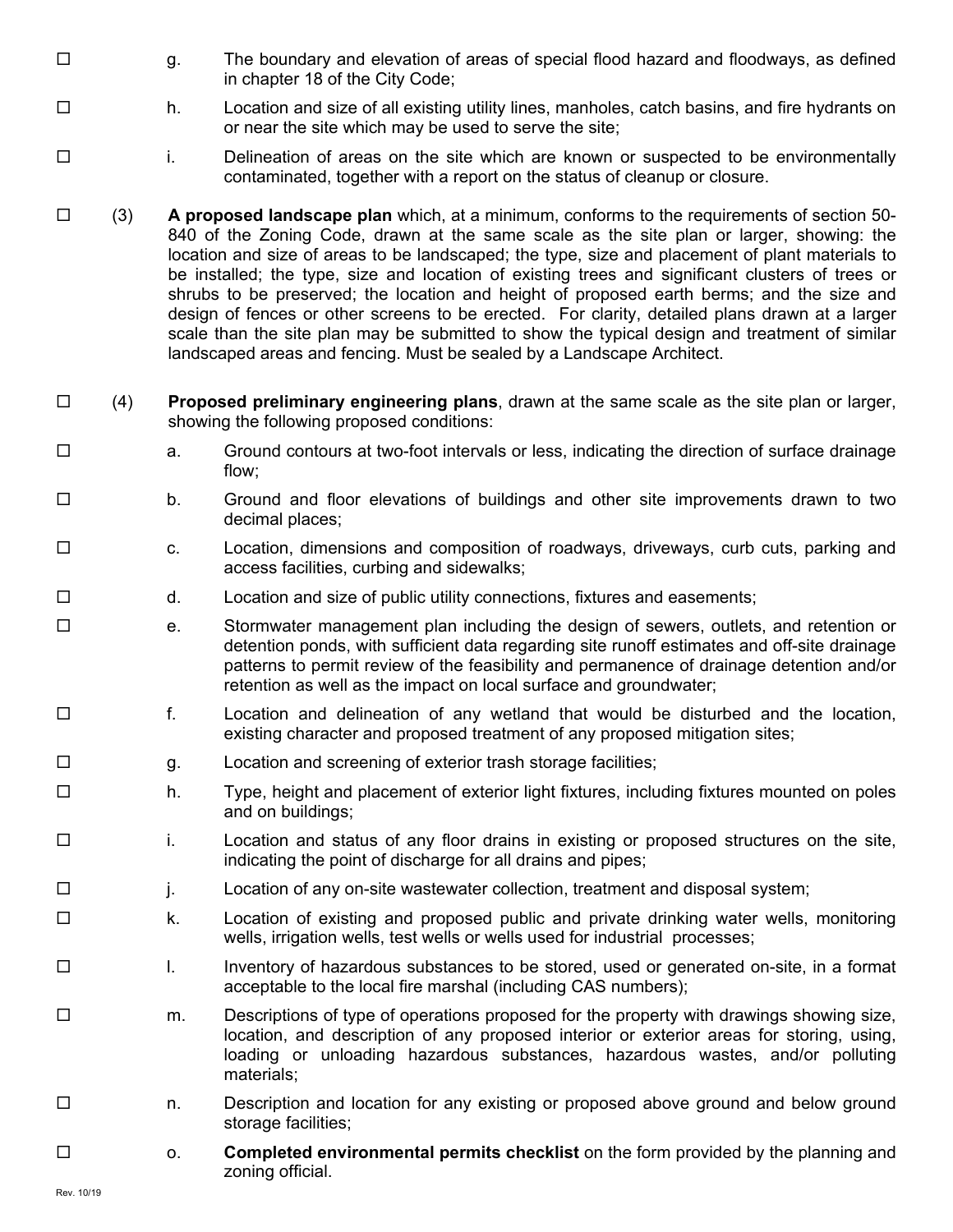- ☐ g. The boundary and elevation of areas of special flood hazard and floodways, as defined in chapter 18 of the City Code;
- ☐ h. Location and size of all existing utility lines, manholes, catch basins, and fire hydrants on or near the site which may be used to serve the site;
- ☐ i. Delineation of areas on the site which are known or suspected to be environmentally contaminated, together with a report on the status of cleanup or closure.

☐ (3) **A proposed landscape plan** which, at a minimum, conforms to the requirements of section 50-840 of the Zoning Code, drawn at the same scale as the site plan or larger, showing: the location and size of areas to be landscaped; the type, size and placement of plant materials to be installed; the type, size and location of existing trees and significant clusters of trees or shrubs to be preserved; the location and height of proposed earth berms; and the size and design of fences or other screens to be erected. For clarity, detailed plans drawn at a larger scale than the site plan may be submitted to show the typical design and treatment of similar landscaped areas and fencing. Must be sealed by a Landscape Architect.

☐ (4) **Proposed preliminary engineering plans**, drawn at the same scale as the site plan or larger, showing the following proposed conditions:

- ☐ a. Ground contours at two-foot intervals or less, indicating the direction of surface drainage flow;
- ☐ b. Ground and floor elevations of buildings and other site improvements drawn to two decimal places;
- ☐ c. Location, dimensions and composition of roadways, driveways, curb cuts, parking and access facilities, curbing and sidewalks;
- ☐ d. Location and size of public utility connections, fixtures and easements;
- ☐ e. Stormwater management plan including the design of sewers, outlets, and retention or detention ponds, with sufficient data regarding site runoff estimates and off-site drainage patterns to permit review of the feasibility and permanence of drainage detention and/or retention as well as the impact on local surface and groundwater;
- ☐ f. Location and delineation of any wetland that would be disturbed and the location, existing character and proposed treatment of any proposed mitigation sites;
- ☐ g. Location and screening of exterior trash storage facilities;
- ☐ h. Type, height and placement of exterior light fixtures, including fixtures mounted on poles and on buildings;
- ☐ i. Location and status of any floor drains in existing or proposed structures on the site, indicating the point of discharge for all drains and pipes;
- ☐ j. Location of any on-site wastewater collection, treatment and disposal system;
- ☐ k. Location of existing and proposed public and private drinking water wells, monitoring wells, irrigation wells, test wells or wells used for industrial processes;
- ☐ l. Inventory of hazardous substances to be stored, used or generated on-site, in a format acceptable to the local fire marshal (including CAS numbers);
- ☐ m. Descriptions of type of operations proposed for the property with drawings showing size, location, and description of any proposed interior or exterior areas for storing, using, loading or unloading hazardous substances, hazardous wastes, and/or polluting materials;
- ☐ n. Description and location for any existing or proposed above ground and below ground storage facilities;
- ☐ o. **Completed environmental permits checklist** on the form provided by the planning and zoning official.

Rev. 10/19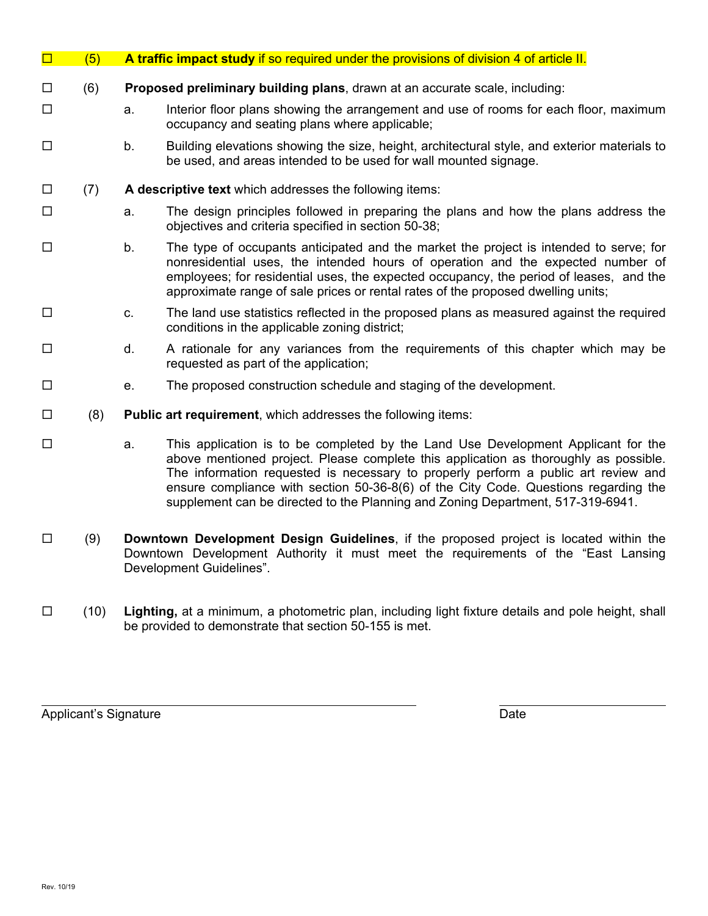- ☐ (5) **A traffic impact study** if so required under the provisions of division 4 of article II.

- ☐ (6) **Proposed preliminary building plans**, drawn at an accurate scale, including:
  - ☐ a. Interior floor plans showing the arrangement and use of rooms for each floor, maximum occupancy and seating plans where applicable;
  - ☐ b. Building elevations showing the size, height, architectural style, and exterior materials to be used, and areas intended to be used for wall mounted signage.

- ☐ (7) **A descriptive text** which addresses the following items:
  - ☐ a. The design principles followed in preparing the plans and how the plans address the objectives and criteria specified in section 50-38;
  - ☐ b. The type of occupants anticipated and the market the project is intended to serve; for nonresidential uses, the intended hours of operation and the expected number of employees; for residential uses, the expected occupancy, the period of leases, and the approximate range of sale prices or rental rates of the proposed dwelling units;
  - ☐ c. The land use statistics reflected in the proposed plans as measured against the required conditions in the applicable zoning district;
  - ☐ d. A rationale for any variances from the requirements of this chapter which may be requested as part of the application;
  - ☐ e. The proposed construction schedule and staging of the development.

- ☐ (8) **Public art requirement**, which addresses the following items:
  - ☐ a. This application is to be completed by the Land Use Development Applicant for the above mentioned project. Please complete this application as thoroughly as possible. The information requested is necessary to properly perform a public art review and ensure compliance with section 50-36-8(6) of the City Code. Questions regarding the supplement can be directed to the Planning and Zoning Department, 517-319-6941.

- ☐ (9) **Downtown Development Design Guidelines**, if the proposed project is located within the Downtown Development Authority it must meet the requirements of the "East Lansing Development Guidelines".

- ☐ (10) **Lighting,** at a minimum, a photometric plan, including light fixture details and pole height, shall be provided to demonstrate that section 50-155 is met.

_______________________________________ Applicant's Signature

____________________ Date

Rev. 10/19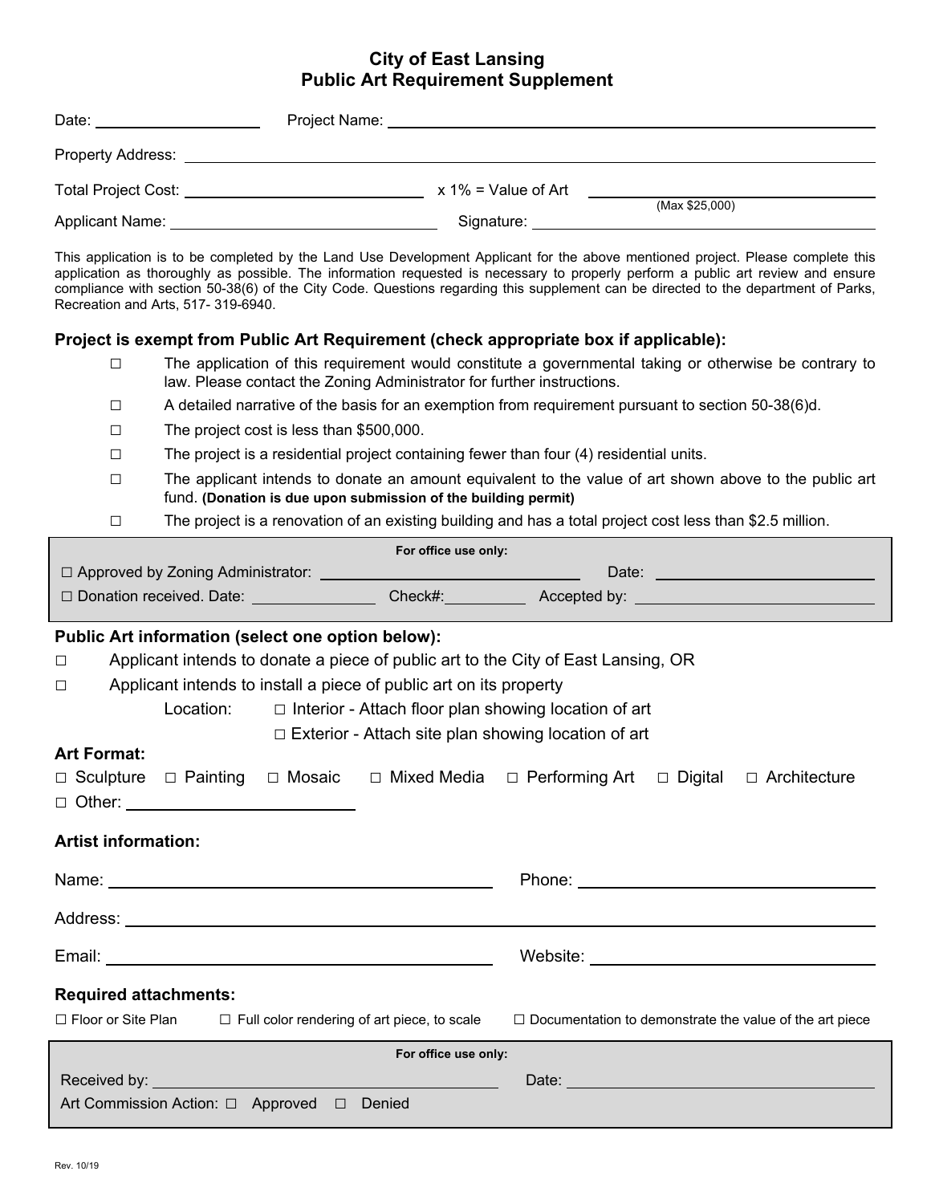# City of East Lansing
## Public Art Requirement Supplement

Date: ____________________ Project Name: ______________________________________________

Property Address: ______________________________________________________________________

Total Project Cost: ______________________ x 1% = Value of Art ______________________ (Max $25,000)

Applicant Name: ______________________________ Signature: ______________________________

This application is to be completed by the Land Use Development Applicant for the above mentioned project. Please complete this application as thoroughly as possible. The information requested is necessary to properly perform a public art review and ensure compliance with section 50-38(6) of the City Code. Questions regarding this supplement can be directed to the department of Parks, Recreation and Arts, 517- 319-6940.

### Project is exempt from Public Art Requirement (check appropriate box if applicable):

- ☐ The application of this requirement would constitute a governmental taking or otherwise be contrary to law. Please contact the Zoning Administrator for further instructions.
- ☐ A detailed narrative of the basis for an exemption from requirement pursuant to section 50-38(6)d.
- ☐ The project cost is less than $500,000.
- ☐ The project is a residential project containing fewer than four (4) residential units.
- ☐ The applicant intends to donate an amount equivalent to the value of art shown above to the public art fund. **(Donation is due upon submission of the building permit)**
- ☐ The project is a renovation of an existing building and has a total project cost less than $2.5 million.

**For office use only:**

☐ Approved by Zoning Administrator: ______________________________ Date: ____________________

☐ Donation received. Date: ______________ Check#:__________ Accepted by: ______________________

### Public Art information (select one option below):

☐ Applicant intends to donate a piece of public art to the City of East Lansing, OR

☐ Applicant intends to install a piece of public art on its property

Location: ☐ Interior - Attach floor plan showing location of art

☐ Exterior - Attach site plan showing location of art

### Art Format:

☐ Sculpture ☐ Painting ☐ Mosaic ☐ Mixed Media ☐ Performing Art ☐ Digital ☐ Architecture

☐ Other: ______________________

### Artist information:

Name: ______________________________________ Phone: ______________________________

Address: ______________________________________________________________________

Email: ______________________________________ Website: ______________________________

### Required attachments:

☐ Floor or Site Plan ☐ Full color rendering of art piece, to scale ☐ Documentation to demonstrate the value of the art piece

**For office use only:**

Received by: ______________________________ Date: ______________________________

Art Commission Action: ☐ Approved ☐ Denied

Rev. 10/19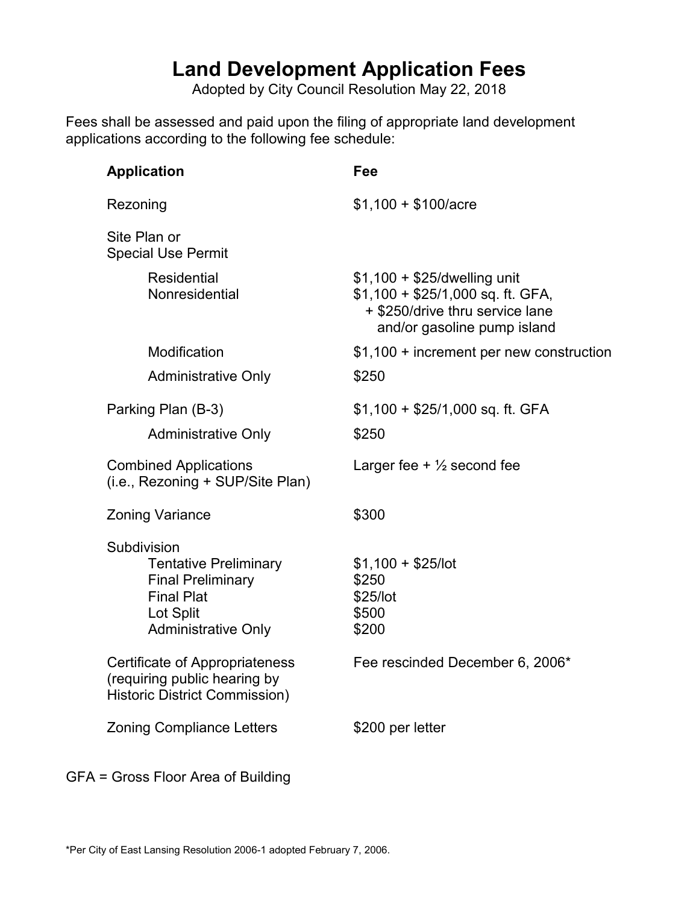# Land Development Application Fees

Adopted by City Council Resolution May 22, 2018

Fees shall be assessed and paid upon the filing of appropriate land development applications according to the following fee schedule:

| Application | Fee |
|---|---|
| Rezoning | $1,100 + $100/acre |
| Site Plan or Special Use Permit | |
| Residential | $1,100 + $25/dwelling unit |
| Nonresidential | $1,100 + $25/1,000 sq. ft. GFA, + $250/drive thru service lane and/or gasoline pump island |
| Modification | $1,100 + increment per new construction |
| Administrative Only | $250 |
| Parking Plan (B-3) | $1,100 + $25/1,000 sq. ft. GFA |
| Administrative Only | $250 |
| Combined Applications (i.e., Rezoning + SUP/Site Plan) | Larger fee + ½ second fee |
| Zoning Variance | $300 |
| Subdivision | |
| Tentative Preliminary | $1,100 + $25/lot |
| Final Preliminary | $250 |
| Final Plat | $25/lot |
| Lot Split | $500 |
| Administrative Only | $200 |
| Certificate of Appropriateness (requiring public hearing by Historic District Commission) | Fee rescinded December 6, 2006* |
| Zoning Compliance Letters | $200 per letter |

GFA = Gross Floor Area of Building

*Per City of East Lansing Resolution 2006-1 adopted February 7, 2006.